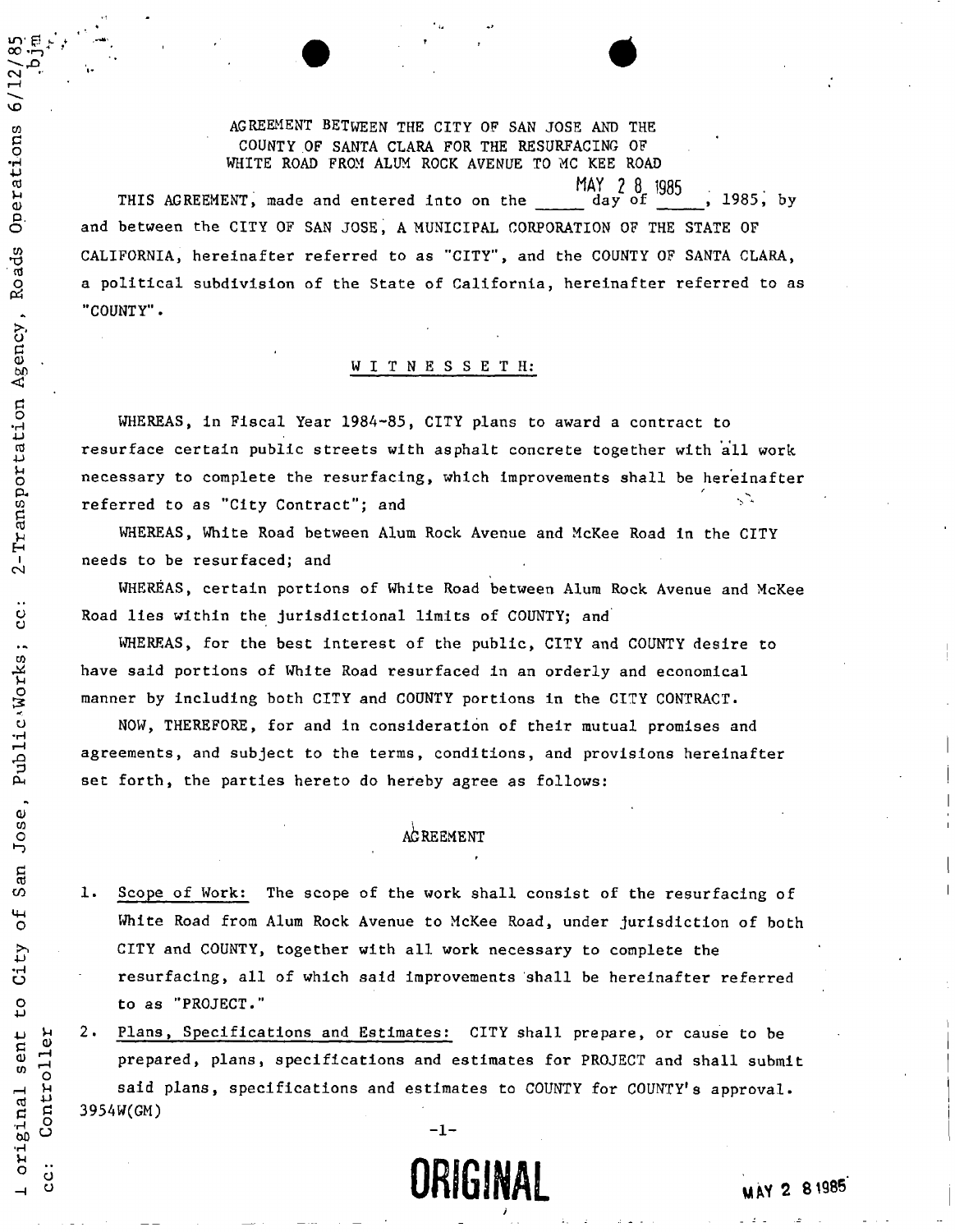AGREEMENT BETWEEN THE CITY OF SAN JOSE AND THE COUNTY OF SANTA CLARA FOR THE RESURFACING OF WHITE ROAD FROM ALUM ROCK AVENUE TO MC KEE ROAD

THIS AGREEMENT, made and entered into on the MAY 28 day of 1985, 1985, by and between the CITY OF SAN JOSE, A MUNICIPAL CORPORATION OF THE STATE OF CALIFORNIA, hereinafter referred to as "CITY", and the COUNTY OF SANTA CLARA, a political subdivision of the State of California, hereinafter referred to as "COUNTY".

W I T N E S S E T H:

WHEREAS, in Fiscal Year 1984-85, CITY plans to award a contract to resurface certain public streets with asphalt concrete together with all work necessary to complete the resurfacing, which improvements shall be hereinafter referred to as "City Contract"; and

WHEREAS, White Road between Alum Rock Avenue and McKee Road in the CITY needs to be resurfaced; and

WHEREAS, certain portions of White Road between Alum Rock Avenue and McKee Road lies within the jurisdictional limits of COUNTY; and

WHEREAS, for the best interest of the public, CITY and COUNTY desire to have said portions of White Road resurfaced in an orderly and economical manner by including both CITY and COUNTY portions in the CITY CONTRACT.

NOW, THEREFORE, for and in consideration of their mutual promises and agreements, and subject to the terms, conditions, and provisions hereinafter set forth, the parties hereto do hereby agree as follows:

AGREEMENT

1. Scope of Work: The scope of the work shall consist of the resurfacing of White Road from Alum Rock Avenue to McKee Road, under jurisdiction of both CITY and COUNTY, together with all work necessary to complete the resurfacing, all of which said improvements shall be hereinafter referred to as "PROJECT."

2. Plans, Specifications and Estimates: CITY shall prepare, or cause to be prepared, plans, specifications and estimates for PROJECT and shall submit said plans, specifications and estimates to COUNTY for COUNTY's approval.

3954W(GM)

ORIGINAL

MAY 28 1985

1 original sent to City of San Jose, Public Works; cc: 2-Transportation Agency, Roads Operations 6/12/85 bjm
cc: Controller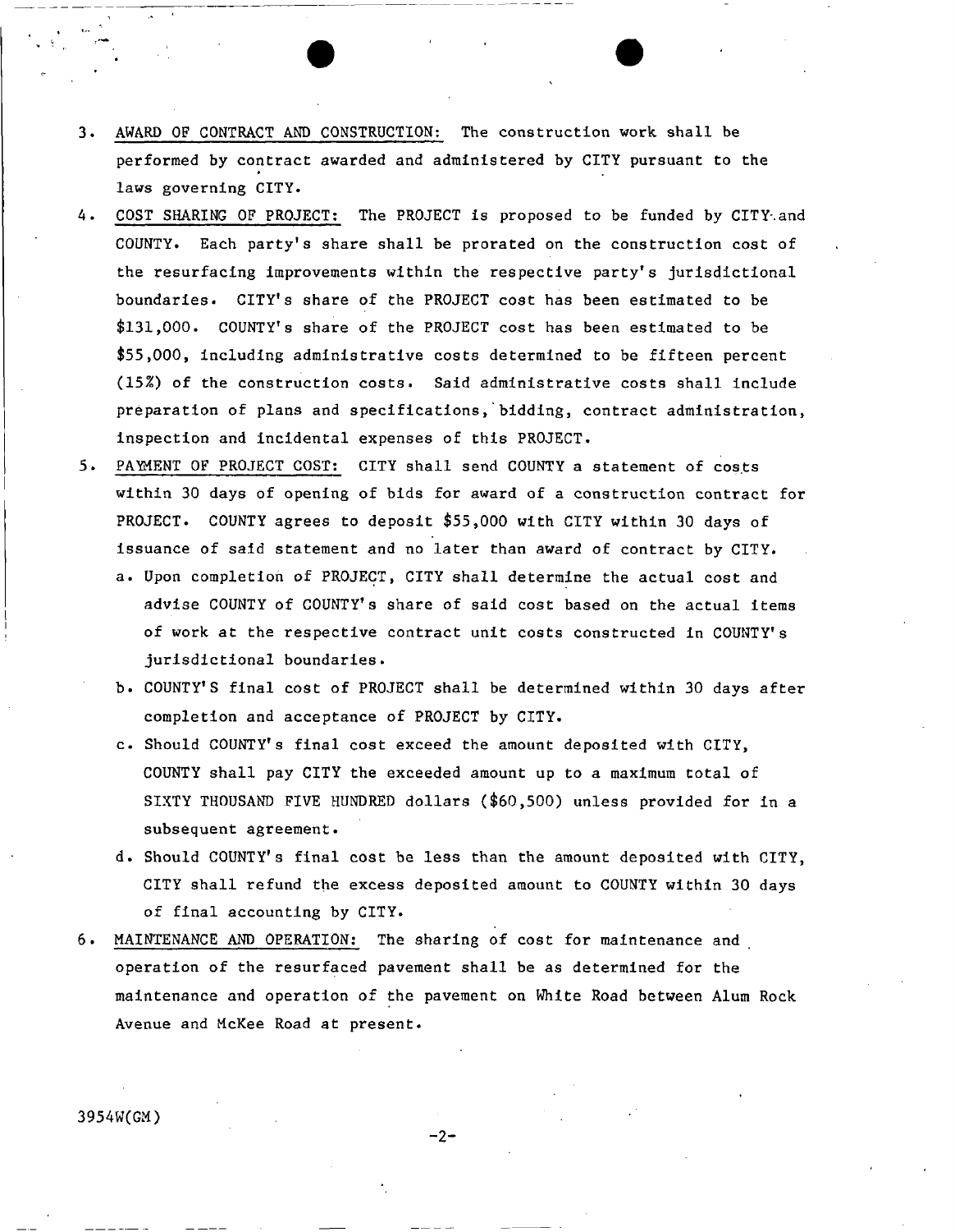3. <u>AWARD OF CONTRACT AND CONSTRUCTION:</u> The construction work shall be performed by contract awarded and administered by CITY pursuant to the laws governing CITY.

4. <u>COST SHARING OF PROJECT:</u> The PROJECT is proposed to be funded by CITY and COUNTY. Each party's share shall be prorated on the construction cost of the resurfacing improvements within the respective party's jurisdictional boundaries. CITY's share of the PROJECT cost has been estimated to be $131,000. COUNTY's share of the PROJECT cost has been estimated to be $55,000, including administrative costs determined to be fifteen percent (15%) of the construction costs. Said administrative costs shall include preparation of plans and specifications, bidding, contract administration, inspection and incidental expenses of this PROJECT.

5. <u>PAYMENT OF PROJECT COST:</u> CITY shall send COUNTY a statement of costs within 30 days of opening of bids for award of a construction contract for PROJECT. COUNTY agrees to deposit $55,000 with CITY within 30 days of issuance of said statement and no later than award of contract by CITY.
   a. Upon completion of PROJECT, CITY shall determine the actual cost and advise COUNTY of COUNTY's share of said cost based on the actual items of work at the respective contract unit costs constructed in COUNTY's jurisdictional boundaries.
   b. COUNTY'S final cost of PROJECT shall be determined within 30 days after completion and acceptance of PROJECT by CITY.
   c. Should COUNTY's final cost exceed the amount deposited with CITY, COUNTY shall pay CITY the exceeded amount up to a maximum total of SIXTY THOUSAND FIVE HUNDRED dollars ($60,500) unless provided for in a subsequent agreement.
   d. Should COUNTY's final cost be less than the amount deposited with CITY, CITY shall refund the excess deposited amount to COUNTY within 30 days of final accounting by CITY.

6. <u>MAINTENANCE AND OPERATION:</u> The sharing of cost for maintenance and operation of the resurfaced pavement shall be as determined for the maintenance and operation of the pavement on White Road between Alum Rock Avenue and McKee Road at present.

3954W(GM)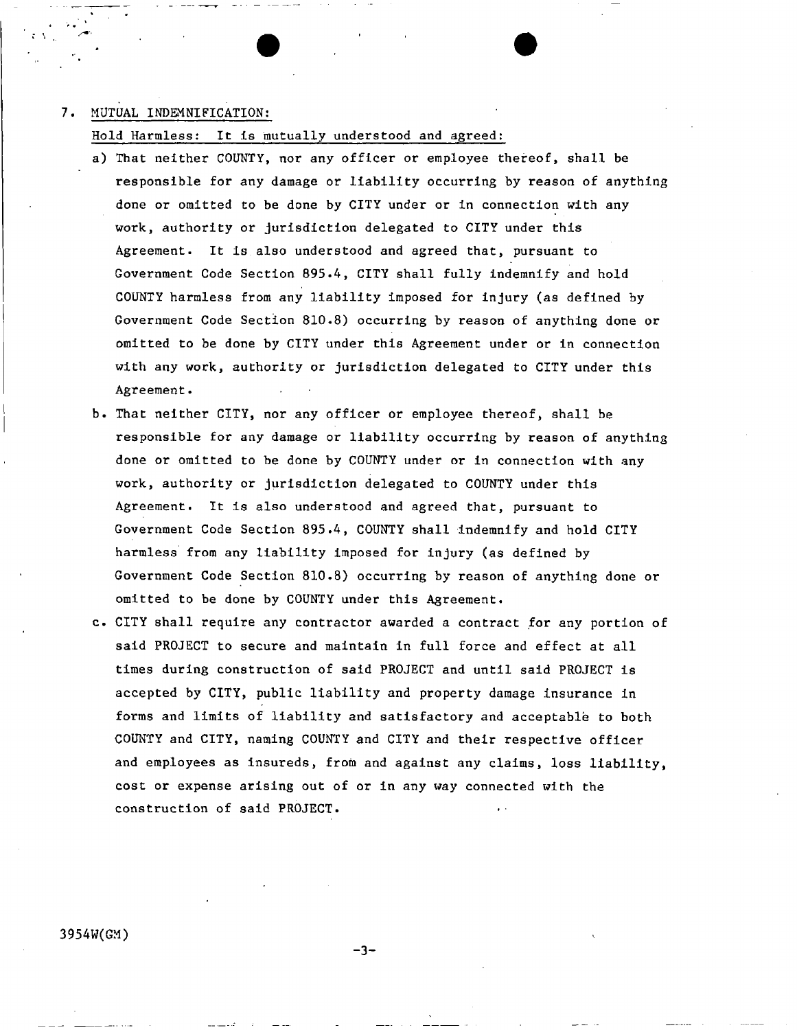7. MUTUAL INDEMNIFICATION:

Hold Harmless: It is mutually understood and agreed:

a) That neither COUNTY, nor any officer or employee thereof, shall be responsible for any damage or liability occurring by reason of anything done or omitted to be done by CITY under or in connection with any work, authority or jurisdiction delegated to CITY under this Agreement. It is also understood and agreed that, pursuant to Government Code Section 895.4, CITY shall fully indemnify and hold COUNTY harmless from any liability imposed for injury (as defined by Government Code Section 810.8) occurring by reason of anything done or omitted to be done by CITY under this Agreement under or in connection with any work, authority or jurisdiction delegated to CITY under this Agreement.

b. That neither CITY, nor any officer or employee thereof, shall be responsible for any damage or liability occurring by reason of anything done or omitted to be done by COUNTY under or in connection with any work, authority or jurisdiction delegated to COUNTY under this Agreement. It is also understood and agreed that, pursuant to Government Code Section 895.4, COUNTY shall indemnify and hold CITY harmless from any liability imposed for injury (as defined by Government Code Section 810.8) occurring by reason of anything done or omitted to be done by COUNTY under this Agreement.

c. CITY shall require any contractor awarded a contract for any portion of said PROJECT to secure and maintain in full force and effect at all times during construction of said PROJECT and until said PROJECT is accepted by CITY, public liability and property damage insurance in forms and limits of liability and satisfactory and acceptable to both COUNTY and CITY, naming COUNTY and CITY and their respective officer and employees as insureds, from and against any claims, loss liability, cost or expense arising out of or in any way connected with the construction of said PROJECT.

3954W(GM)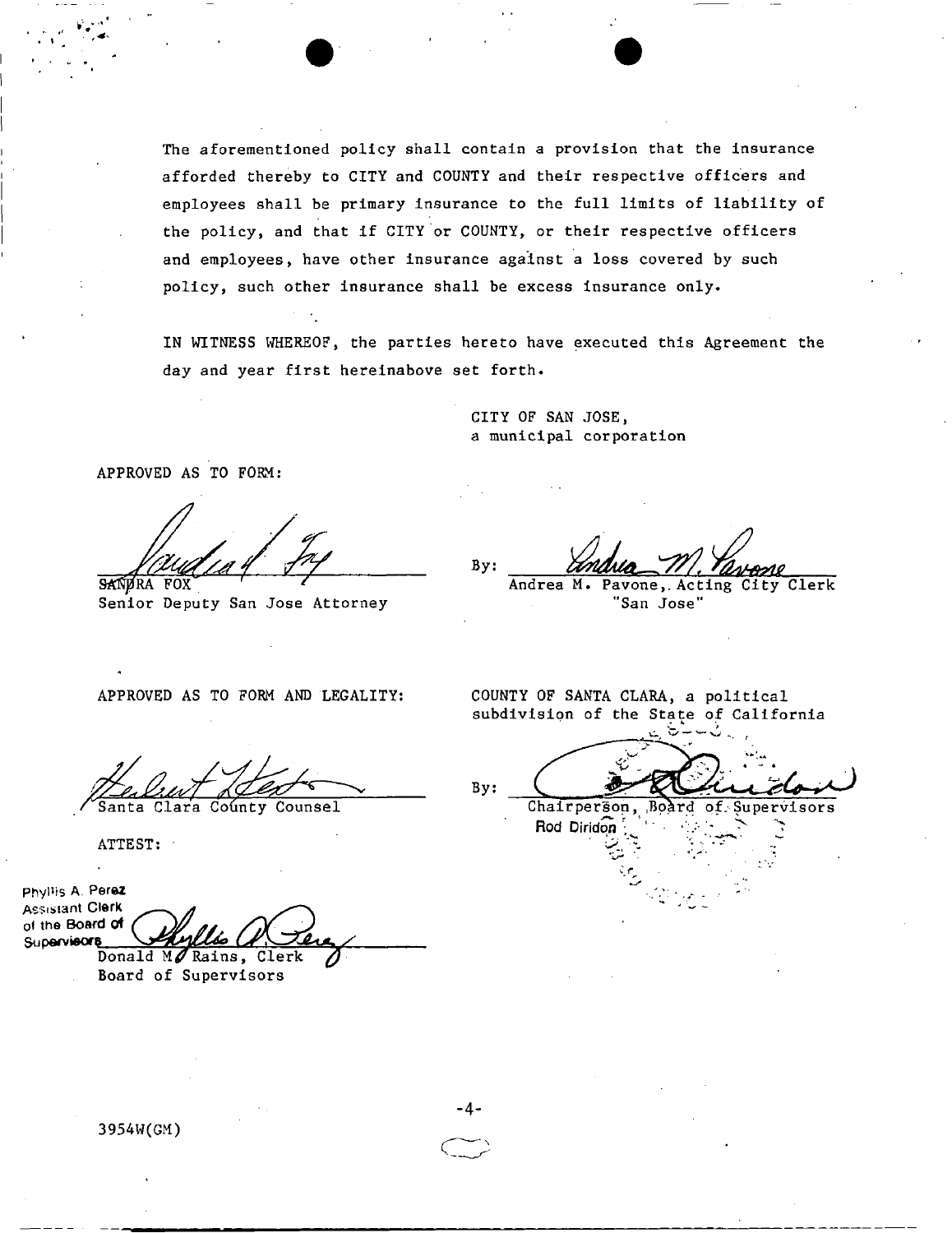The aforementioned policy shall contain a provision that the insurance afforded thereby to CITY and COUNTY and their respective officers and employees shall be primary insurance to the full limits of liability of the policy, and that if CITY or COUNTY, or their respective officers and employees, have other insurance against a loss covered by such policy, such other insurance shall be excess insurance only.

IN WITNESS WHEREOF, the parties hereto have executed this Agreement the day and year first hereinabove set forth.

CITY OF SAN JOSE,
a municipal corporation

APPROVED AS TO FORM:

SANDRA FOX
Senior Deputy San Jose Attorney

By: Andrea M. Pavone, Acting City Clerk
"San Jose"

APPROVED AS TO FORM AND LEGALITY:

Santa Clara County Counsel

COUNTY OF SANTA CLARA, a political subdivision of the State of California

By: Chairperson, Board of Supervisors
Rod Diridon

ATTEST:

Phyllis A. Perez
Assistant Clerk
of the Board of
Supervisors

Donald M. Rains, Clerk
Board of Supervisors

3954W(GM)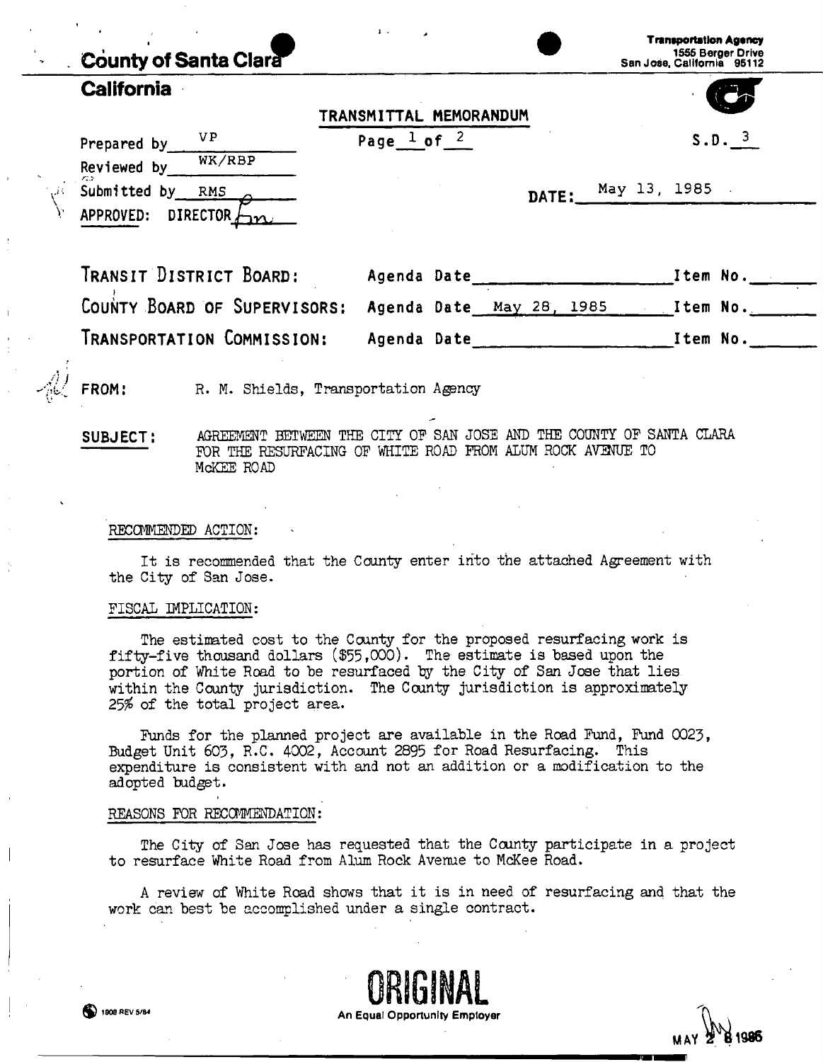# County of Santa Clara

## California

Transportation Agency
1555 Berger Drive
San Jose, California 95112

**TRANSMITTAL MEMORANDUM**

Prepared by VP

Reviewed by WK/RBP

Submitted by RMS

APPROVED: DIRECTOR

Page 1 of 2

S.D. 3

DATE: May 13, 1985

| | | |
|---|---|---|
| TRANSIT DISTRICT BOARD: | Agenda Date ______ | Item No. ______ |
| COUNTY BOARD OF SUPERVISORS: | Agenda Date May 28, 1985 | Item No. ______ |
| TRANSPORTATION COMMISSION: | Agenda Date ______ | Item No. ______ |

**FROM:** R. M. Shields, Transportation Agency

**SUBJECT:** AGREEMENT BETWEEN THE CITY OF SAN JOSE AND THE COUNTY OF SANTA CLARA FOR THE RESURFACING OF WHITE ROAD FROM ALUM ROCK AVENUE TO McKEE ROAD

RECOMMENDED ACTION:

It is recommended that the County enter into the attached Agreement with the City of San Jose.

FISCAL IMPLICATION:

The estimated cost to the County for the proposed resurfacing work is fifty-five thousand dollars ($55,000). The estimate is based upon the portion of White Road to be resurfaced by the City of San Jose that lies within the County jurisdiction. The County jurisdiction is approximately 25% of the total project area.

Funds for the planned project are available in the Road Fund, Fund 0023, Budget Unit 603, R.C. 4002, Account 2895 for Road Resurfacing. This expenditure is consistent with and not an addition or a modification to the adopted budget.

REASONS FOR RECOMMENDATION:

The City of San Jose has requested that the County participate in a project to resurface White Road from Alum Rock Avenue to McKee Road.

A review of White Road shows that it is in need of resurfacing and that the work can best be accomplished under a single contract.

ORIGINAL

An Equal Opportunity Employer

1909 REV 5/84

MAY 28 1985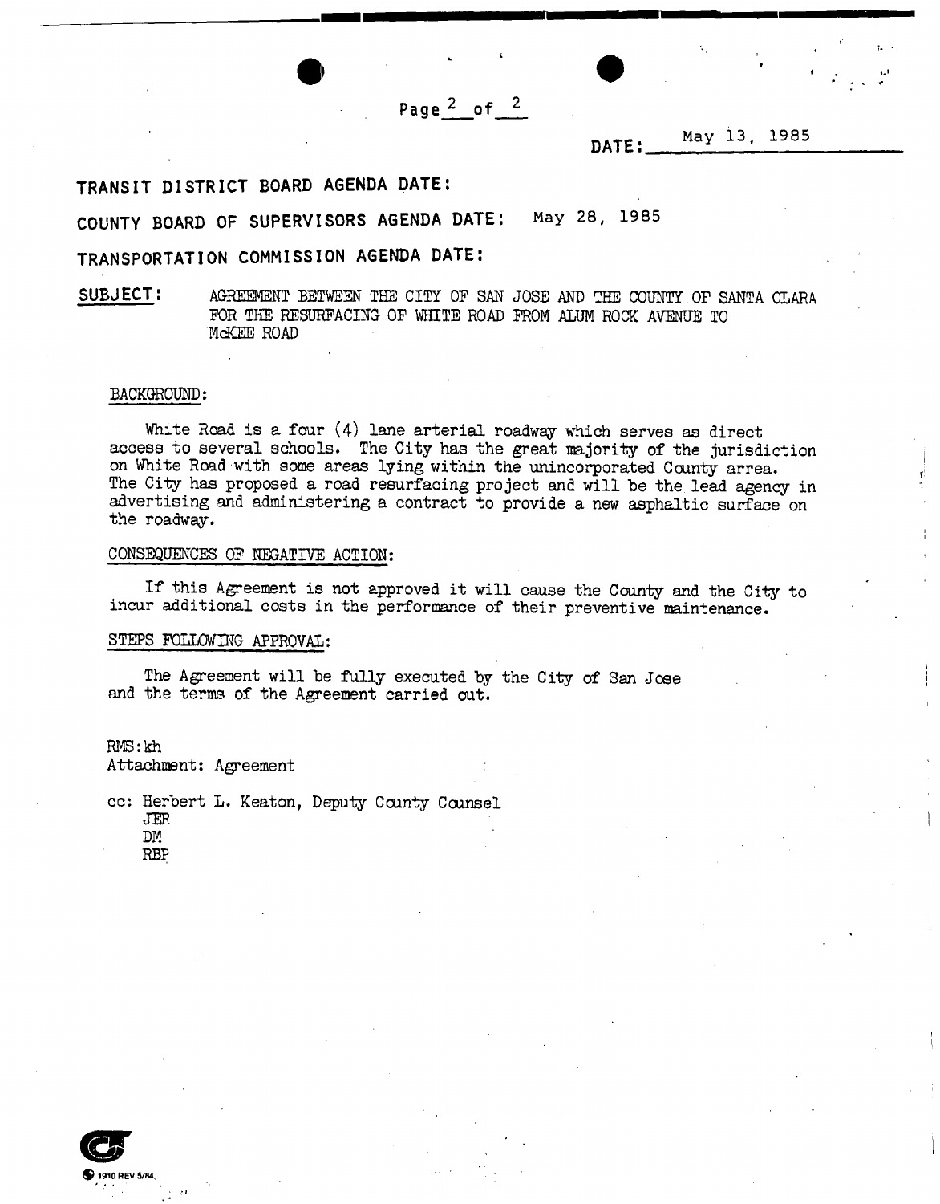DATE: May 13, 1985

**TRANSIT DISTRICT BOARD AGENDA DATE:**

**COUNTY BOARD OF SUPERVISORS AGENDA DATE:** May 28, 1985

**TRANSPORTATION COMMISSION AGENDA DATE:**

**SUBJECT:** AGREEMENT BETWEEN THE CITY OF SAN JOSE AND THE COUNTY OF SANTA CLARA FOR THE RESURFACING OF WHITE ROAD FROM ALUM ROCK AVENUE TO McKEE ROAD

BACKGROUND:

White Road is a four (4) lane arterial roadway which serves as direct access to several schools. The City has the great majority of the jurisdiction on White Road with some areas lying within the unincorporated County arrea. The City has proposed a road resurfacing project and will be the lead agency in advertising and administering a contract to provide a new asphaltic surface on the roadway.

CONSEQUENCES OF NEGATIVE ACTION:

If this Agreement is not approved it will cause the County and the City to incur additional costs in the performance of their preventive maintenance.

STEPS FOLLOWING APPROVAL:

The Agreement will be fully executed by the City of San Jose and the terms of the Agreement carried out.

RMS:kh
Attachment: Agreement

cc: Herbert L. Keaton, Deputy County Counsel
JER
DM
RBP

1910 REV 5/84